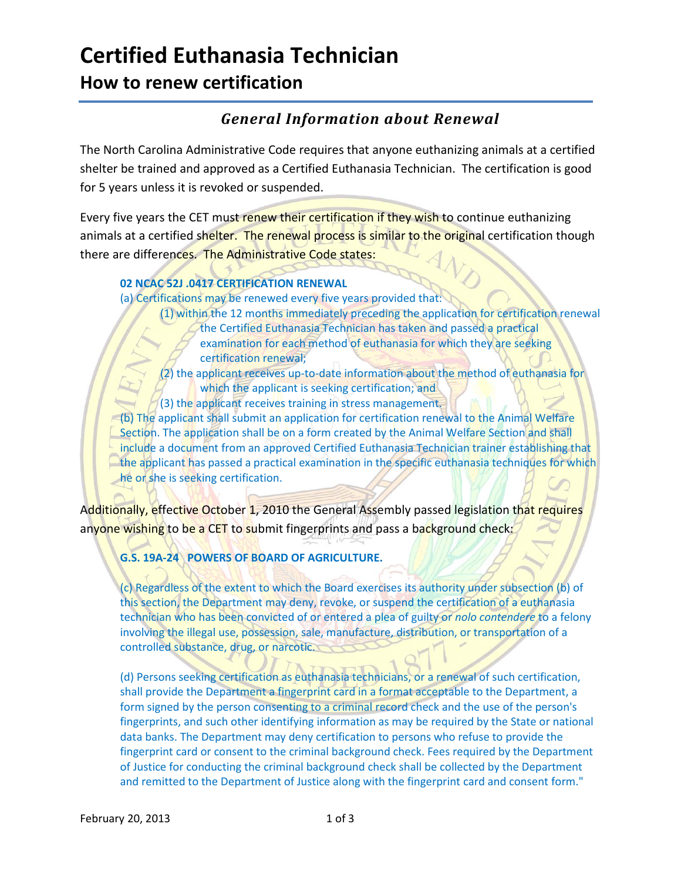# Certified Euthanasia Technician

## How to renew certification

### *General Information about Renewal*

The North Carolina Administrative Code requires that anyone euthanizing animals at a certified shelter be trained and approved as a Certified Euthanasia Technician. The certification is good for 5 years unless it is revoked or suspended.

Every five years the CET must renew their certification if they wish to continue euthanizing animals at a certified shelter. The renewal process is similar to the original certification though there are differences. The Administrative Code states:

> **02 NCAC 52J .0417 CERTIFICATION RENEWAL**
>
> (a) Certifications may be renewed every five years provided that:
>
> (1) within the 12 months immediately preceding the application for certification renewal the Certified Euthanasia Technician has taken and passed a practical examination for each method of euthanasia for which they are seeking certification renewal;
>
> (2) the applicant receives up-to-date information about the method of euthanasia for which the applicant is seeking certification; and
>
> (3) the applicant receives training in stress management.
>
> (b) The applicant shall submit an application for certification renewal to the Animal Welfare Section. The application shall be on a form created by the Animal Welfare Section and shall include a document from an approved Certified Euthanasia Technician trainer establishing that the applicant has passed a practical examination in the specific euthanasia techniques for which he or she is seeking certification.

Additionally, effective October 1, 2010 the General Assembly passed legislation that requires anyone wishing to be a CET to submit fingerprints and pass a background check:

> **G.S. 19A-24 POWERS OF BOARD OF AGRICULTURE.**
>
> (c) Regardless of the extent to which the Board exercises its authority under subsection (b) of this section, the Department may deny, revoke, or suspend the certification of a euthanasia technician who has been convicted of or entered a plea of guilty or *nolo contendere* to a felony involving the illegal use, possession, sale, manufacture, distribution, or transportation of a controlled substance, drug, or narcotic.
>
> (d) Persons seeking certification as euthanasia technicians, or a renewal of such certification, shall provide the Department a fingerprint card in a format acceptable to the Department, a form signed by the person consenting to a criminal record check and the use of the person's fingerprints, and such other identifying information as may be required by the State or national data banks. The Department may deny certification to persons who refuse to provide the fingerprint card or consent to the criminal background check. Fees required by the Department of Justice for conducting the criminal background check shall be collected by the Department and remitted to the Department of Justice along with the fingerprint card and consent form."

February 20, 2013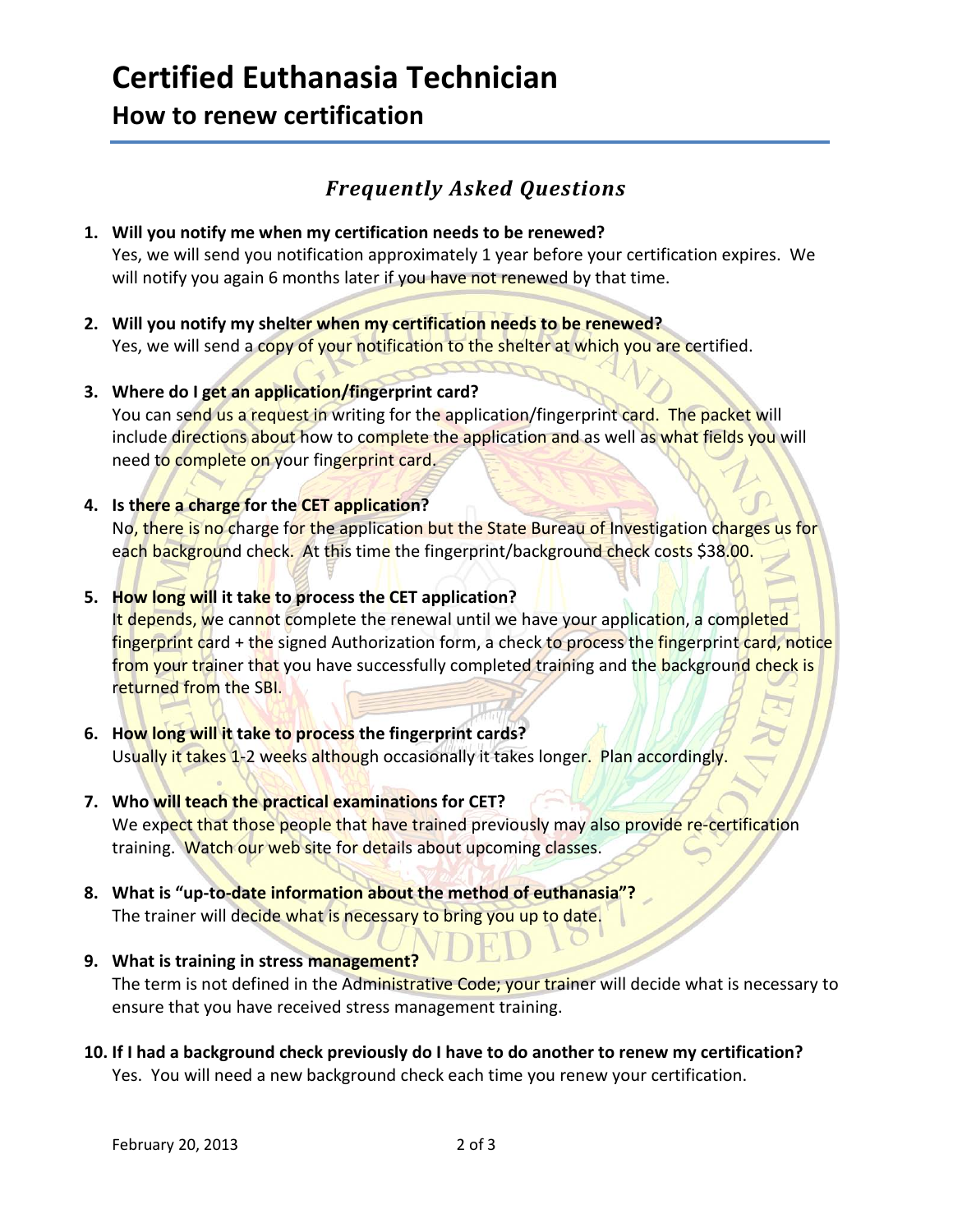# Certified Euthanasia Technician

## How to renew certification

### *Frequently Asked Questions*

1. **Will you notify me when my certification needs to be renewed?**
   Yes, we will send you notification approximately 1 year before your certification expires. We will notify you again 6 months later if you have not renewed by that time.

2. **Will you notify my shelter when my certification needs to be renewed?**
   Yes, we will send a copy of your notification to the shelter at which you are certified.

3. **Where do I get an application/fingerprint card?**
   You can send us a request in writing for the application/fingerprint card. The packet will include directions about how to complete the application and as well as what fields you will need to complete on your fingerprint card.

4. **Is there a charge for the CET application?**
   No, there is no charge for the application but the State Bureau of Investigation charges us for each background check. At this time the fingerprint/background check costs $38.00.

5. **How long will it take to process the CET application?**
   It depends, we cannot complete the renewal until we have your application, a completed fingerprint card + the signed Authorization form, a check to process the fingerprint card, notice from your trainer that you have successfully completed training and the background check is returned from the SBI.

6. **How long will it take to process the fingerprint cards?**
   Usually it takes 1-2 weeks although occasionally it takes longer. Plan accordingly.

7. **Who will teach the practical examinations for CET?**
   We expect that those people that have trained previously may also provide re-certification training. Watch our web site for details about upcoming classes.

8. **What is "up-to-date information about the method of euthanasia"?**
   The trainer will decide what is necessary to bring you up to date.

9. **What is training in stress management?**
   The term is not defined in the Administrative Code; your trainer will decide what is necessary to ensure that you have received stress management training.

10. **If I had a background check previously do I have to do another to renew my certification?**
    Yes. You will need a new background check each time you renew your certification.

February 20, 2013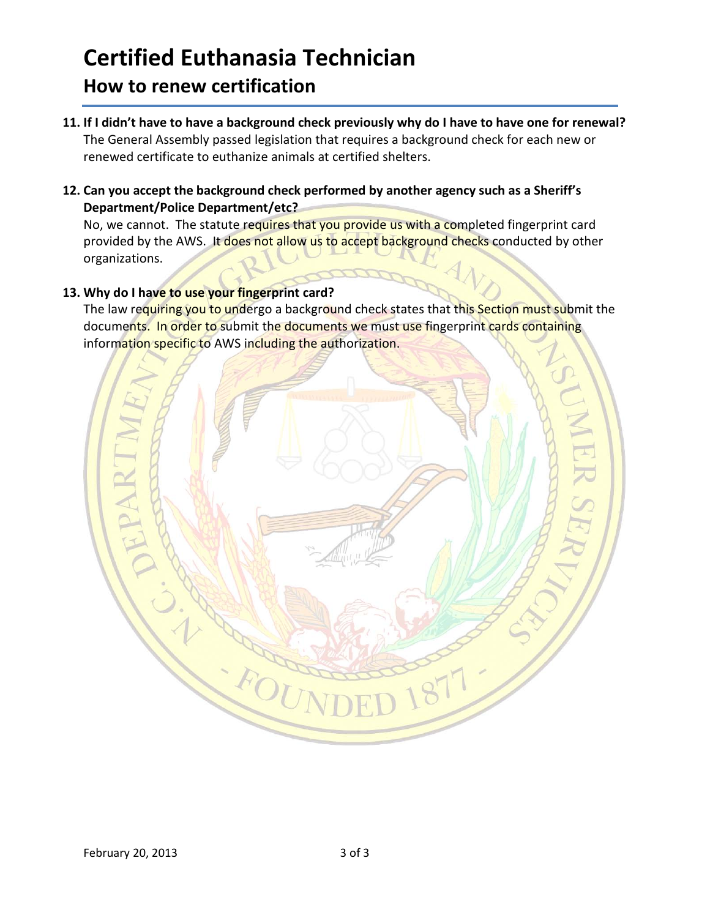# Certified Euthanasia Technician

## How to renew certification

**11. If I didn't have to have a background check previously why do I have to have one for renewal?**

The General Assembly passed legislation that requires a background check for each new or renewed certificate to euthanize animals at certified shelters.

**12. Can you accept the background check performed by another agency such as a Sheriff's Department/Police Department/etc?**

No, we cannot. The statute requires that you provide us with a completed fingerprint card provided by the AWS. It does not allow us to accept background checks conducted by other organizations.

**13. Why do I have to use your fingerprint card?**

The law requiring you to undergo a background check states that this Section must submit the documents. In order to submit the documents we must use fingerprint cards containing information specific to AWS including the authorization.

February 20, 2013